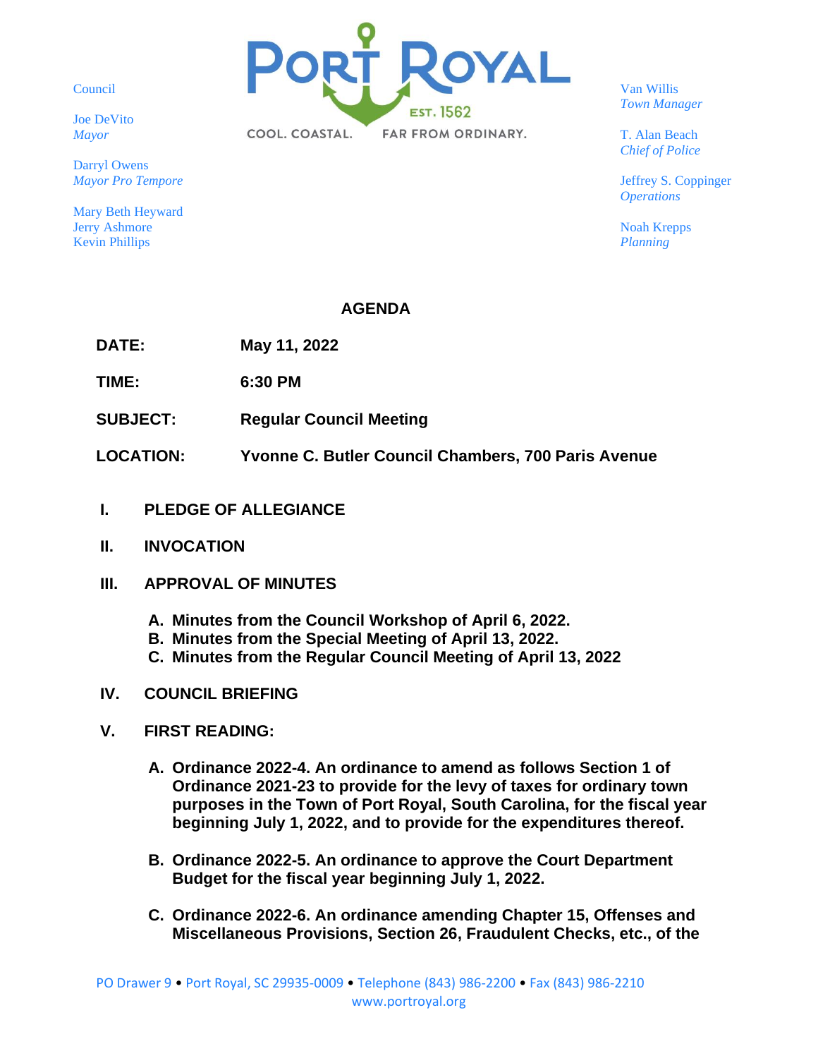Council

Joe DeVito
*Mayor*

Darryl Owens
*Mayor Pro Tempore*

Mary Beth Heyward
Jerry Ashmore
Kevin Phillips

PORT ROYAL
EST. 1562
COOL. COASTAL. FAR FROM ORDINARY.

Van Willis
*Town Manager*

T. Alan Beach
*Chief of Police*

Jeffrey S. Coppinger
*Operations*

Noah Krepps
*Planning*

# AGENDA

**DATE:** **May 11, 2022**

**TIME:** **6:30 PM**

**SUBJECT:** **Regular Council Meeting**

**LOCATION:** **Yvonne C. Butler Council Chambers, 700 Paris Avenue**

## I. PLEDGE OF ALLEGIANCE

## II. INVOCATION

## III. APPROVAL OF MINUTES

**A. Minutes from the Council Workshop of April 6, 2022.**
**B. Minutes from the Special Meeting of April 13, 2022.**
**C. Minutes from the Regular Council Meeting of April 13, 2022**

## IV. COUNCIL BRIEFING

## V. FIRST READING:

**A. Ordinance 2022-4. An ordinance to amend as follows Section 1 of Ordinance 2021-23 to provide for the levy of taxes for ordinary town purposes in the Town of Port Royal, South Carolina, for the fiscal year beginning July 1, 2022, and to provide for the expenditures thereof.**

**B. Ordinance 2022-5. An ordinance to approve the Court Department Budget for the fiscal year beginning July 1, 2022.**

**C. Ordinance 2022-6. An ordinance amending Chapter 15, Offenses and Miscellaneous Provisions, Section 26, Fraudulent Checks, etc., of the**

PO Drawer 9 • Port Royal, SC 29935-0009 • Telephone (843) 986-2200 • Fax (843) 986-2210
www.portroyal.org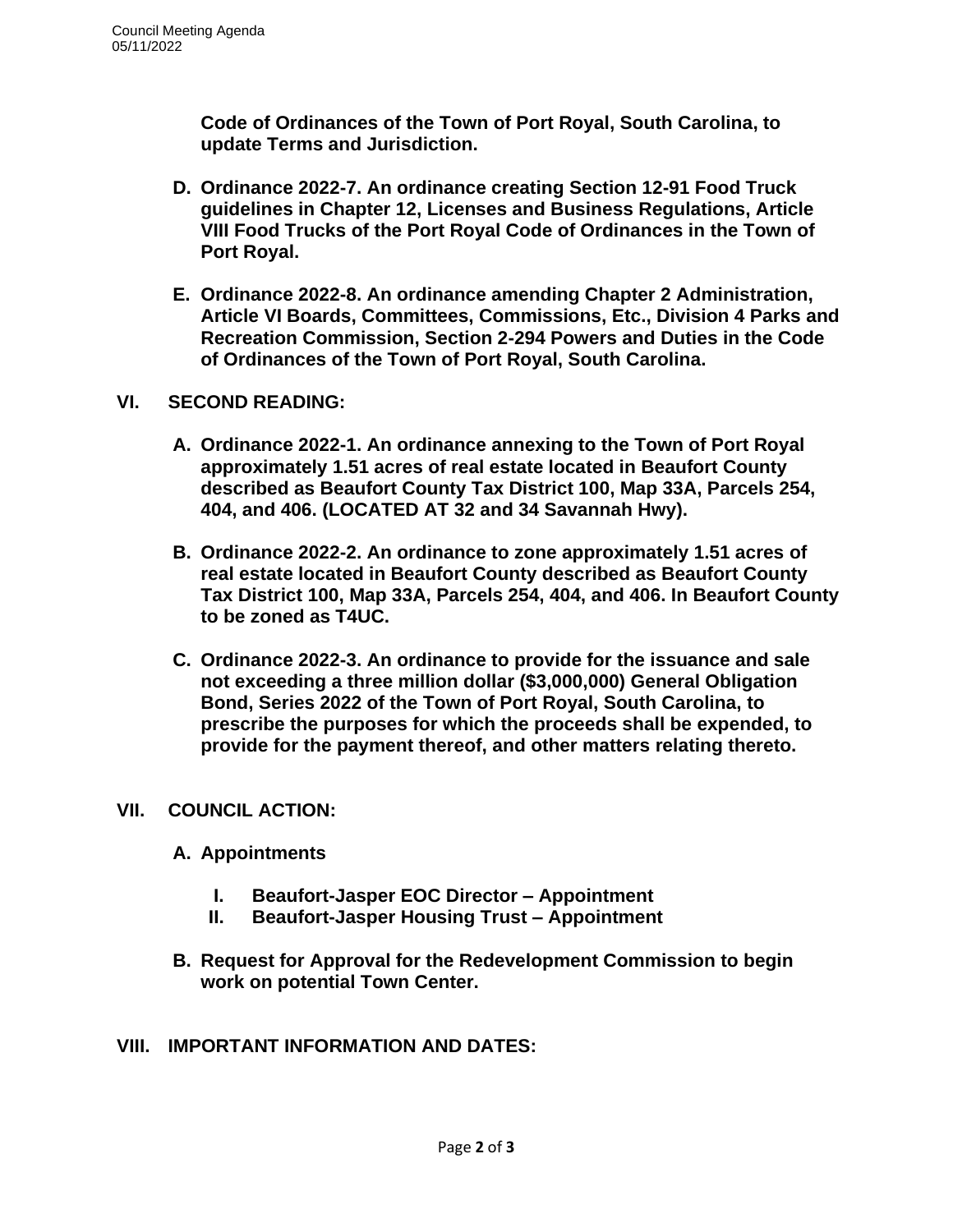**Code of Ordinances of the Town of Port Royal, South Carolina, to update Terms and Jurisdiction.**

**D. Ordinance 2022-7. An ordinance creating Section 12-91 Food Truck guidelines in Chapter 12, Licenses and Business Regulations, Article VIII Food Trucks of the Port Royal Code of Ordinances in the Town of Port Royal.**

**E. Ordinance 2022-8. An ordinance amending Chapter 2 Administration, Article VI Boards, Committees, Commissions, Etc., Division 4 Parks and Recreation Commission, Section 2-294 Powers and Duties in the Code of Ordinances of the Town of Port Royal, South Carolina.**

## VI. SECOND READING:

**A. Ordinance 2022-1. An ordinance annexing to the Town of Port Royal approximately 1.51 acres of real estate located in Beaufort County described as Beaufort County Tax District 100, Map 33A, Parcels 254, 404, and 406. (LOCATED AT 32 and 34 Savannah Hwy).**

**B. Ordinance 2022-2. An ordinance to zone approximately 1.51 acres of real estate located in Beaufort County described as Beaufort County Tax District 100, Map 33A, Parcels 254, 404, and 406. In Beaufort County to be zoned as T4UC.**

**C. Ordinance 2022-3. An ordinance to provide for the issuance and sale not exceeding a three million dollar ($3,000,000) General Obligation Bond, Series 2022 of the Town of Port Royal, South Carolina, to prescribe the purposes for which the proceeds shall be expended, to provide for the payment thereof, and other matters relating thereto.**

## VII. COUNCIL ACTION:

**A. Appointments**

**I. Beaufort-Jasper EOC Director – Appointment**
**II. Beaufort-Jasper Housing Trust – Appointment**

**B. Request for Approval for the Redevelopment Commission to begin work on potential Town Center.**

## VIII. IMPORTANT INFORMATION AND DATES: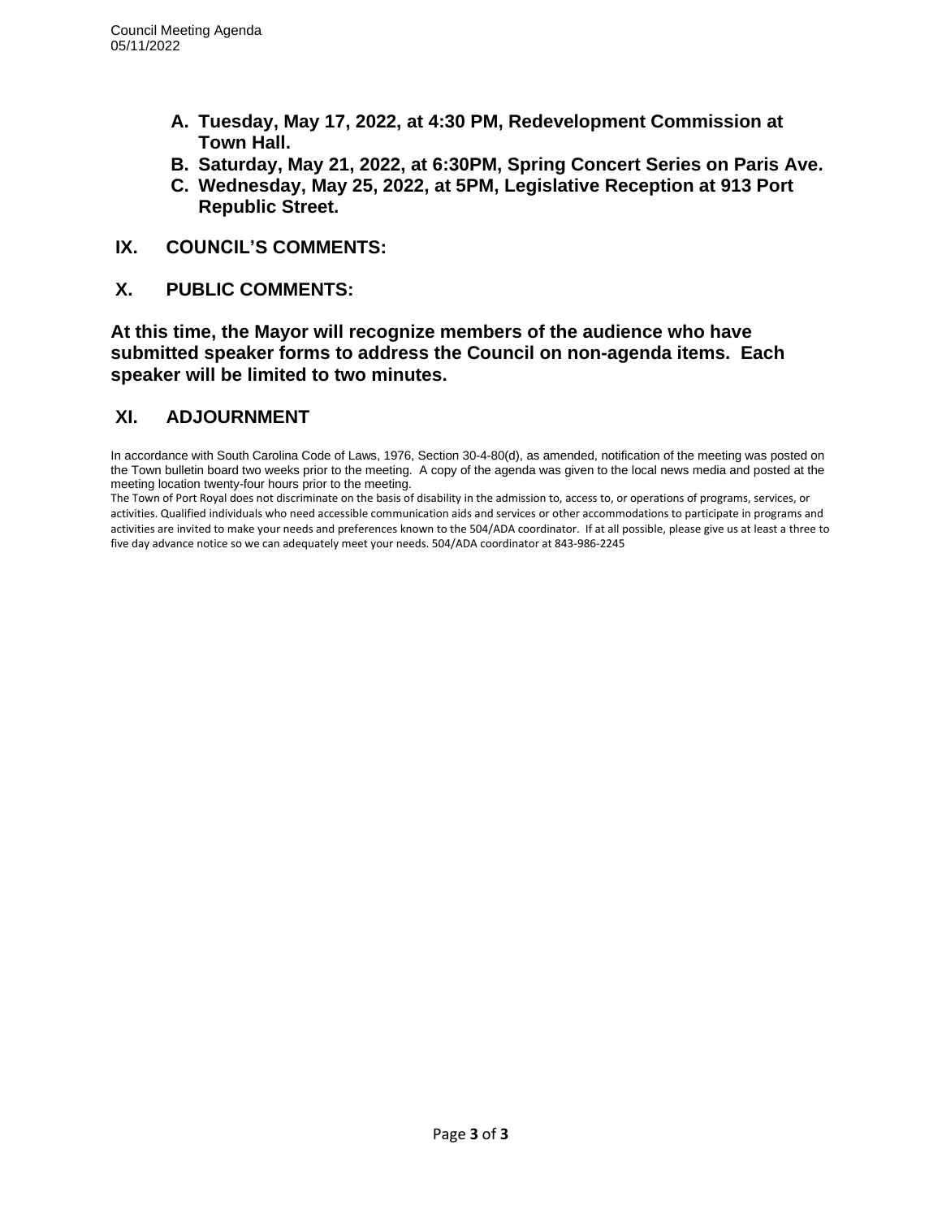A. **Tuesday, May 17, 2022, at 4:30 PM, Redevelopment Commission at Town Hall.**
B. **Saturday, May 21, 2022, at 6:30PM, Spring Concert Series on Paris Ave.**
C. **Wednesday, May 25, 2022, at 5PM, Legislative Reception at 913 Port Republic Street.**

## IX. COUNCIL'S COMMENTS:

## X. PUBLIC COMMENTS:

**At this time, the Mayor will recognize members of the audience who have submitted speaker forms to address the Council on non-agenda items. Each speaker will be limited to two minutes.**

## XI. ADJOURNMENT

In accordance with South Carolina Code of Laws, 1976, Section 30-4-80(d), as amended, notification of the meeting was posted on the Town bulletin board two weeks prior to the meeting. A copy of the agenda was given to the local news media and posted at the meeting location twenty-four hours prior to the meeting.

The Town of Port Royal does not discriminate on the basis of disability in the admission to, access to, or operations of programs, services, or activities. Qualified individuals who need accessible communication aids and services or other accommodations to participate in programs and activities are invited to make your needs and preferences known to the 504/ADA coordinator. If at all possible, please give us at least a three to five day advance notice so we can adequately meet your needs. 504/ADA coordinator at 843-986-2245